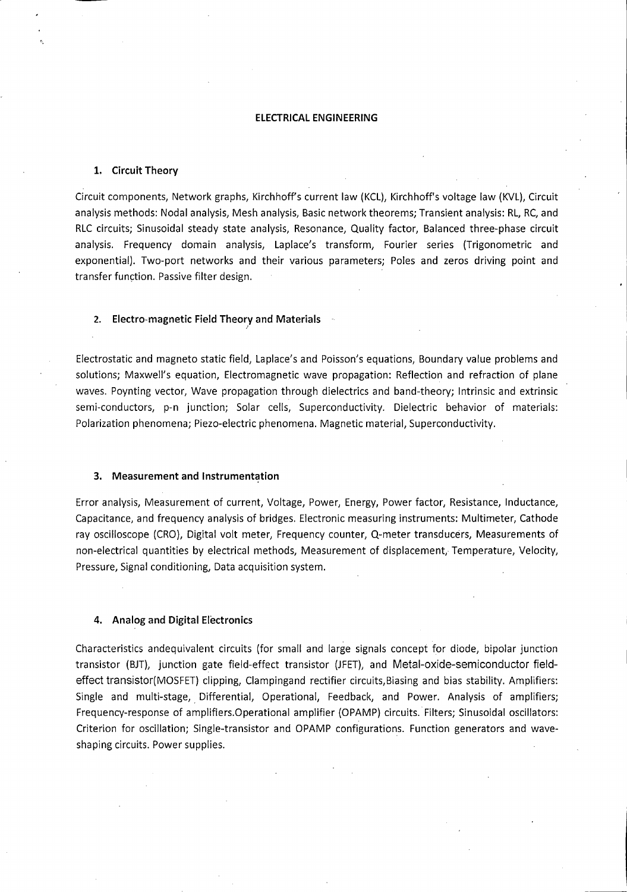# ELECTRICAL ENGINEERING

## 1. Circuit Theory

Circuit components, Network graphs, Kirchhoff's current law (KCL), Kirchhoff's voltage law (KVL), Circuit analysis methods: Nodal analysis, Mesh analysis, Basic network theorems; Transient analysis: RL, RC, and RLC circuits; Sinusoidal steady state analysis, Resonance, Quality factor, Balanced three-phase circuit analysis. Frequency domain analysis, Laplace's transform, Fourier series (Trigonometric and exponential). Two-port networks and their various parameters; Poles and zeros driving point and transfer function. Passive filter design.

## 2. Electro-magnetic Field Theory and Materials

Electrostatic and magneto static field, Laplace's and Poisson's equations, Boundary value problems and solutions; Maxwell's equation, Electromagnetic wave propagation: Reflection and refraction of plane waves. Poynting vector, Wave propagation through dielectrics and band-theory; Intrinsic and extrinsic semi-conductors, p-n junction; Solar cells, Superconductivity. Dielectric behavior of materials: Polarization phenomena; Piezo-electric phenomena. Magnetic material, Superconductivity.

## 3. Measurement and Instrumentation

Error analysis, Measurement of current, Voltage, Power, Energy, Power factor, Resistance, Inductance, Capacitance, and frequency analysis of bridges. Electronic measuring instruments: Multimeter, Cathode ray oscilloscope (CRO), Digital volt meter, Frequency counter, Q-meter transducers, Measurements of non-electrical quantities by electrical methods, Measurement of displacement, Temperature, Velocity, Pressure, Signal conditioning, Data acquisition system.

## 4. Analog and Digital Electronics

Characteristics andequivalent circuits (for small and large signals concept for diode, bipolar junction transistor (BJT), junction gate field-effect transistor (JFET), and Metal-oxide-semiconductor field-effect transistor(MOSFET) clipping, Clampingand rectifier circuits,Biasing and bias stability. Amplifiers: Single and multi-stage, Differential, Operational, Feedback, and Power. Analysis of amplifiers; Frequency-response of amplifiers.Operational amplifier (OPAMP) circuits. Filters; Sinusoidal oscillators: Criterion for oscillation; Single-transistor and OPAMP configurations. Function generators and wave-shaping circuits. Power supplies.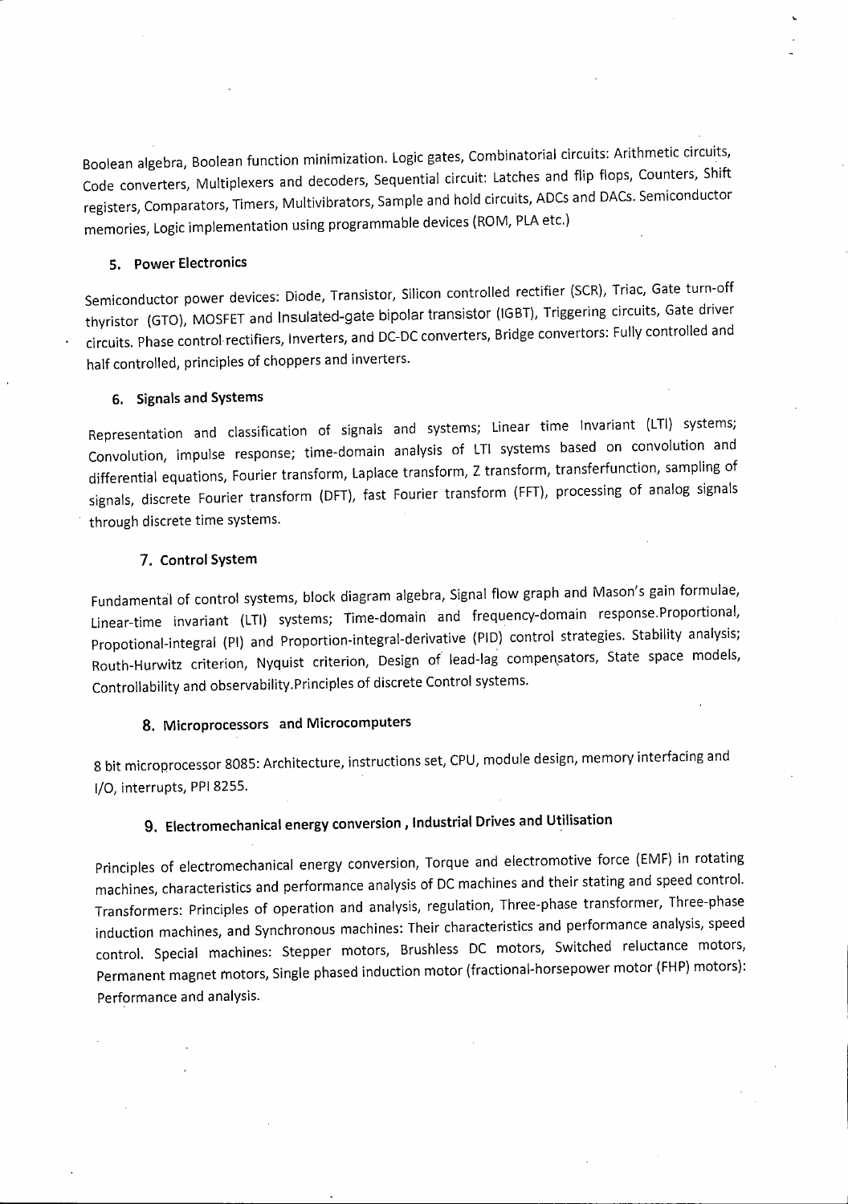Boolean algebra, Boolean function minimization. Logic gates, Combinatorial circuits: Arithmetic circuits, Code converters, Multiplexers and decoders, Sequential circuit: Latches and flip flops, Counters, Shift registers, Comparators, Timers, Multivibrators, Sample and hold circuits, ADCs and DACs. Semiconductor memories, Logic implementation using programmable devices (ROM, PLA etc.)

### 5. Power Electronics

Semiconductor power devices: Diode, Transistor, Silicon controlled rectifier (SCR), Triac, Gate turn-off thyristor (GTO), MOSFET and Insulated-gate bipolar transistor (IGBT), Triggering circuits, Gate driver circuits. Phase control rectifiers, Inverters, and DC-DC converters, Bridge convertors: Fully controlled and half controlled, principles of choppers and inverters.

### 6. Signals and Systems

Representation and classification of signals and systems; Linear time Invariant (LTI) systems; Convolution, impulse response; time-domain analysis of LTI systems based on convolution and differential equations, Fourier transform, Laplace transform, Z transform, transferfunction, sampling of signals, discrete Fourier transform (DFT), fast Fourier transform (FFT), processing of analog signals through discrete time systems.

### 7. Control System

Fundamental of control systems, block diagram algebra, Signal flow graph and Mason's gain formulae, Linear-time invariant (LTI) systems; Time-domain and frequency-domain response.Proportional, Propotional-integral (PI) and Proportion-integral-derivative (PID) control strategies. Stability analysis; Routh-Hurwitz criterion, Nyquist criterion, Design of lead-lag compensators, State space models, Controllability and observability.Principles of discrete Control systems.

### 8. Microprocessors and Microcomputers

8 bit microprocessor 8085: Architecture, instructions set, CPU, module design, memory interfacing and I/O, interrupts, PPI 8255.

### 9. Electromechanical energy conversion , Industrial Drives and Utilisation

Principles of electromechanical energy conversion, Torque and electromotive force (EMF) in rotating machines, characteristics and performance analysis of DC machines and their stating and speed control. Transformers: Principles of operation and analysis, regulation, Three-phase transformer, Three-phase induction machines, and Synchronous machines: Their characteristics and performance analysis, speed control. Special machines: Stepper motors, Brushless DC motors, Switched reluctance motors, Permanent magnet motors, Single phased induction motor (fractional-horsepower motor (FHP) motors): Performance and analysis.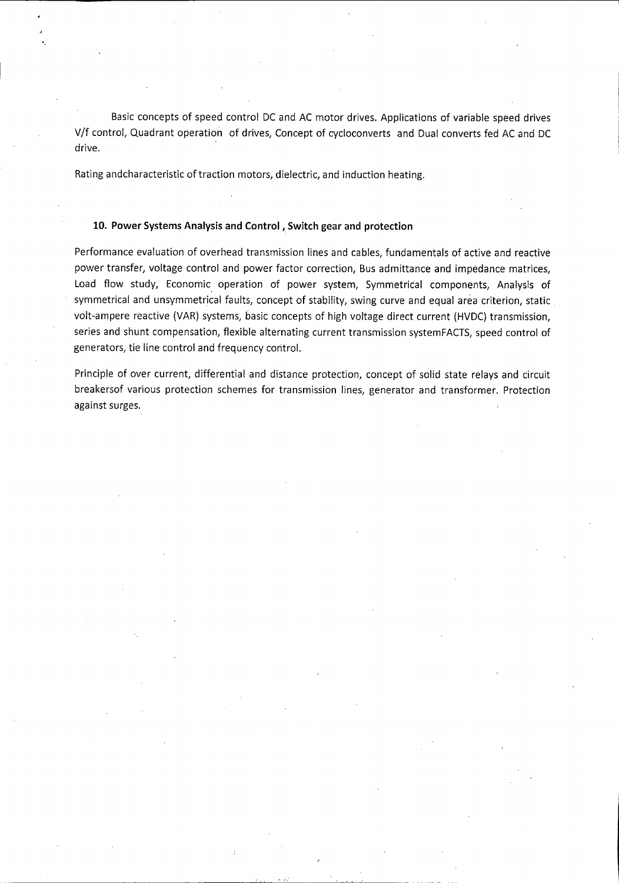Basic concepts of speed control DC and AC motor drives. Applications of variable speed drives V/f control, Quadrant operation of drives, Concept of cycloconverts and Dual converts fed AC and DC drive.

Rating andcharacteristic of traction motors, dielectric, and induction heating.

### 10. Power Systems Analysis and Control , Switch gear and protection

Performance evaluation of overhead transmission lines and cables, fundamentals of active and reactive power transfer, voltage control and power factor correction, Bus admittance and impedance matrices, Load flow study, Economic operation of power system, Symmetrical components, Analysis of symmetrical and unsymmetrical faults, concept of stability, swing curve and equal area criterion, static volt-ampere reactive (VAR) systems, basic concepts of high voltage direct current (HVDC) transmission, series and shunt compensation, flexible alternating current transmission systemFACTS, speed control of generators, tie line control and frequency control.

Principle of over current, differential and distance protection, concept of solid state relays and circuit breakersof various protection schemes for transmission lines, generator and transformer. Protection against surges.